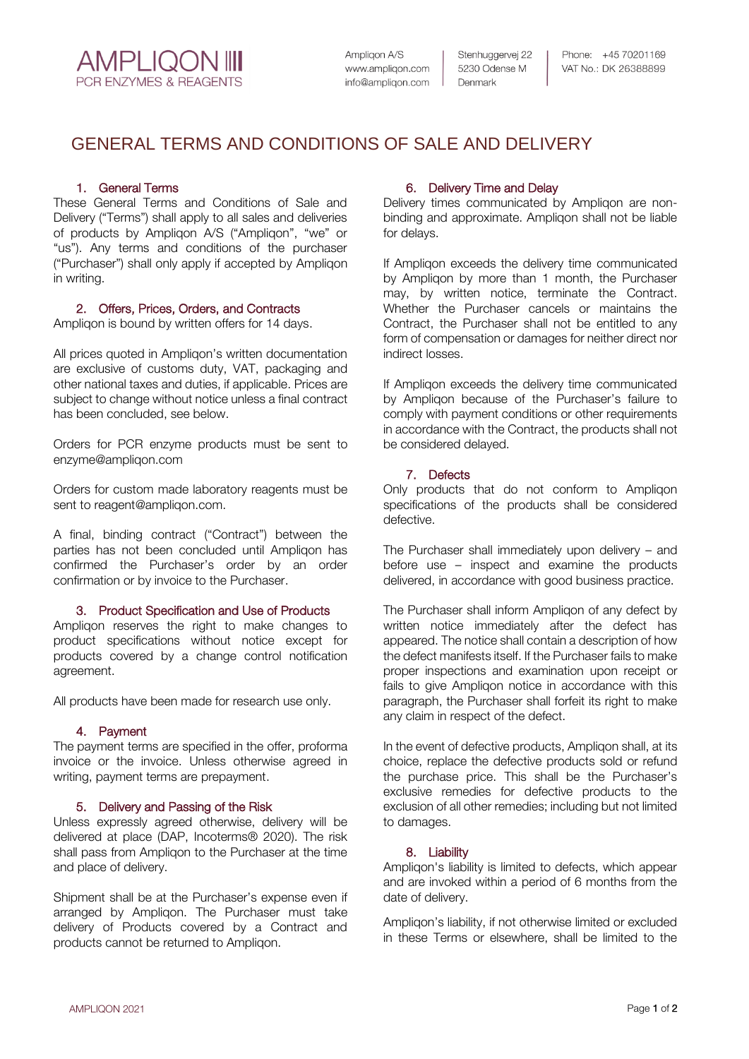# GENERAL TERMS AND CONDITIONS OF SALE AND DELIVERY

## 1. General Terms

These General Terms and Conditions of Sale and Delivery ("Terms") shall apply to all sales and deliveries of products by Ampliqon A/S ("Ampliqon", "we" or "us"). Any terms and conditions of the purchaser ("Purchaser") shall only apply if accepted by Ampliqon in writing.

## 2. Offers, Prices, Orders, and Contracts

Ampliqon is bound by written offers for 14 days.

All prices quoted in Ampliqon's written documentation are exclusive of customs duty, VAT, packaging and other national taxes and duties, if applicable. Prices are subject to change without notice unless a final contract has been concluded, see below.

Orders for PCR enzyme products must be sent to enzyme@ampliqon.com

Orders for custom made laboratory reagents must be sent to reagent@ampliqon.com.

A final, binding contract ("Contract") between the parties has not been concluded until Ampliqon has confirmed the Purchaser's order by an order confirmation or by invoice to the Purchaser.

## 3. Product Specification and Use of Products

Ampliqon reserves the right to make changes to product specifications without notice except for products covered by a change control notification agreement.

All products have been made for research use only.

## 4. Payment

The payment terms are specified in the offer, proforma invoice or the invoice. Unless otherwise agreed in writing, payment terms are prepayment.

## 5. Delivery and Passing of the Risk

Unless expressly agreed otherwise, delivery will be delivered at place (DAP, Incoterms® 2020). The risk shall pass from Ampliqon to the Purchaser at the time and place of delivery.

Shipment shall be at the Purchaser's expense even if arranged by Ampliqon. The Purchaser must take delivery of Products covered by a Contract and products cannot be returned to Ampliqon.

## 6. Delivery Time and Delay

Delivery times communicated by Ampliqon are non-binding and approximate. Ampliqon shall not be liable for delays.

If Ampliqon exceeds the delivery time communicated by Ampliqon by more than 1 month, the Purchaser may, by written notice, terminate the Contract. Whether the Purchaser cancels or maintains the Contract, the Purchaser shall not be entitled to any form of compensation or damages for neither direct nor indirect losses.

If Ampliqon exceeds the delivery time communicated by Ampliqon because of the Purchaser's failure to comply with payment conditions or other requirements in accordance with the Contract, the products shall not be considered delayed.

## 7. Defects

Only products that do not conform to Ampliqon specifications of the products shall be considered defective.

The Purchaser shall immediately upon delivery – and before use – inspect and examine the products delivered, in accordance with good business practice.

The Purchaser shall inform Ampliqon of any defect by written notice immediately after the defect has appeared. The notice shall contain a description of how the defect manifests itself. If the Purchaser fails to make proper inspections and examination upon receipt or fails to give Ampliqon notice in accordance with this paragraph, the Purchaser shall forfeit its right to make any claim in respect of the defect.

In the event of defective products, Ampliqon shall, at its choice, replace the defective products sold or refund the purchase price. This shall be the Purchaser's exclusive remedies for defective products to the exclusion of all other remedies; including but not limited to damages.

## 8. Liability

Ampliqon's liability is limited to defects, which appear and are invoked within a period of 6 months from the date of delivery.

Ampliqon's liability, if not otherwise limited or excluded in these Terms or elsewhere, shall be limited to the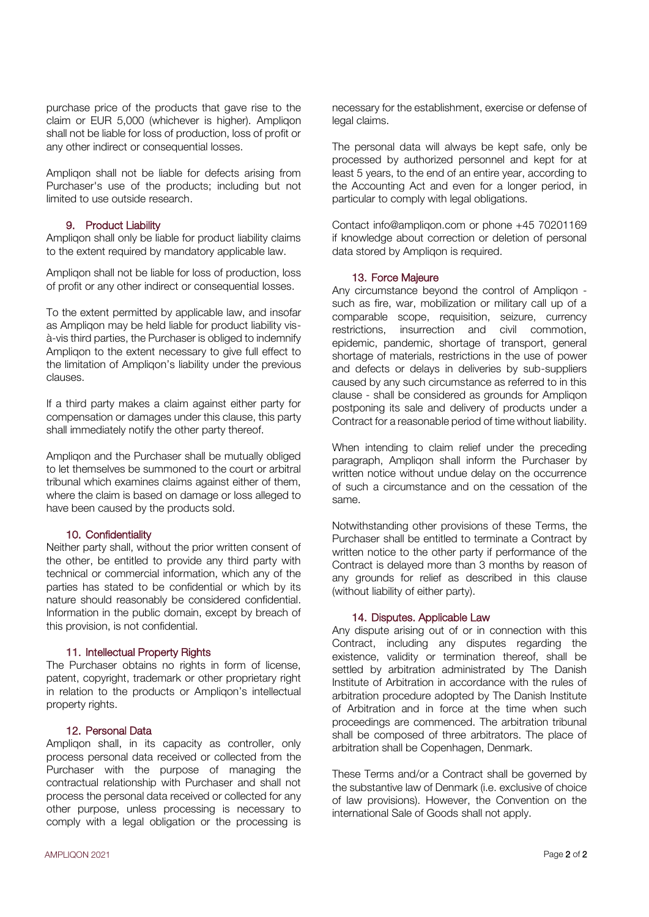purchase price of the products that gave rise to the claim or EUR 5,000 (whichever is higher). Ampliqon shall not be liable for loss of production, loss of profit or any other indirect or consequential losses.

Ampliqon shall not be liable for defects arising from Purchaser's use of the products; including but not limited to use outside research.

### 9. Product Liability

Ampliqon shall only be liable for product liability claims to the extent required by mandatory applicable law.

Ampliqon shall not be liable for loss of production, loss of profit or any other indirect or consequential losses.

To the extent permitted by applicable law, and insofar as Ampliqon may be held liable for product liability vis-à-vis third parties, the Purchaser is obliged to indemnify Ampliqon to the extent necessary to give full effect to the limitation of Ampliqon's liability under the previous clauses.

If a third party makes a claim against either party for compensation or damages under this clause, this party shall immediately notify the other party thereof.

Ampliqon and the Purchaser shall be mutually obliged to let themselves be summoned to the court or arbitral tribunal which examines claims against either of them, where the claim is based on damage or loss alleged to have been caused by the products sold.

### 10. Confidentiality

Neither party shall, without the prior written consent of the other, be entitled to provide any third party with technical or commercial information, which any of the parties has stated to be confidential or which by its nature should reasonably be considered confidential. Information in the public domain, except by breach of this provision, is not confidential.

### 11. Intellectual Property Rights

The Purchaser obtains no rights in form of license, patent, copyright, trademark or other proprietary right in relation to the products or Ampliqon's intellectual property rights.

### 12. Personal Data

Ampliqon shall, in its capacity as controller, only process personal data received or collected from the Purchaser with the purpose of managing the contractual relationship with Purchaser and shall not process the personal data received or collected for any other purpose, unless processing is necessary to comply with a legal obligation or the processing is necessary for the establishment, exercise or defense of legal claims.

The personal data will always be kept safe, only be processed by authorized personnel and kept for at least 5 years, to the end of an entire year, according to the Accounting Act and even for a longer period, in particular to comply with legal obligations.

Contact info@ampliqon.com or phone +45 70201169 if knowledge about correction or deletion of personal data stored by Ampliqon is required.

### 13. Force Majeure

Any circumstance beyond the control of Ampliqon - such as fire, war, mobilization or military call up of a comparable scope, requisition, seizure, currency restrictions, insurrection and civil commotion, epidemic, pandemic, shortage of transport, general shortage of materials, restrictions in the use of power and defects or delays in deliveries by sub-suppliers caused by any such circumstance as referred to in this clause - shall be considered as grounds for Ampliqon postponing its sale and delivery of products under a Contract for a reasonable period of time without liability.

When intending to claim relief under the preceding paragraph, Ampliqon shall inform the Purchaser by written notice without undue delay on the occurrence of such a circumstance and on the cessation of the same.

Notwithstanding other provisions of these Terms, the Purchaser shall be entitled to terminate a Contract by written notice to the other party if performance of the Contract is delayed more than 3 months by reason of any grounds for relief as described in this clause (without liability of either party).

### 14. Disputes. Applicable Law

Any dispute arising out of or in connection with this Contract, including any disputes regarding the existence, validity or termination thereof, shall be settled by arbitration administrated by The Danish Institute of Arbitration in accordance with the rules of arbitration procedure adopted by The Danish Institute of Arbitration and in force at the time when such proceedings are commenced. The arbitration tribunal shall be composed of three arbitrators. The place of arbitration shall be Copenhagen, Denmark.

These Terms and/or a Contract shall be governed by the substantive law of Denmark (i.e. exclusive of choice of law provisions). However, the Convention on the international Sale of Goods shall not apply.